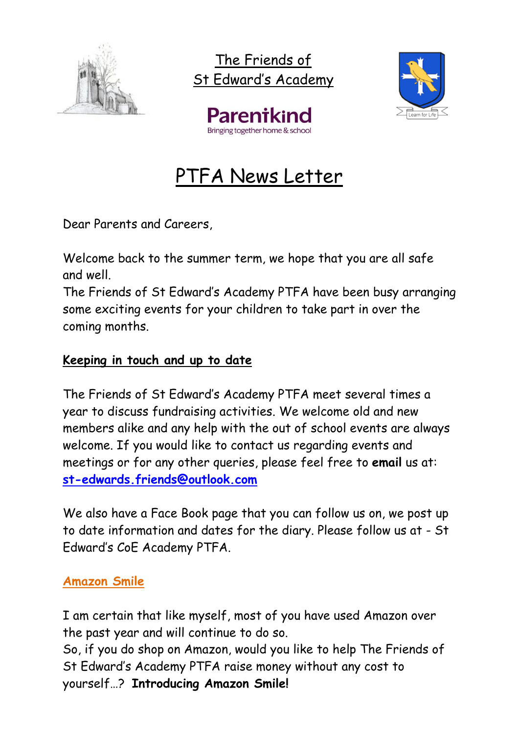The Friends of
St Edward's Academy

**Parentkind**
Bringing together home & school

Learn for Life

# PTFA News Letter

Dear Parents and Careers,

Welcome back to the summer term, we hope that you are all safe and well.
The Friends of St Edward's Academy PTFA have been busy arranging some exciting events for your children to take part in over the coming months.

## Keeping in touch and up to date

The Friends of St Edward's Academy PTFA meet several times a year to discuss fundraising activities. We welcome old and new members alike and any help with the out of school events are always welcome. If you would like to contact us regarding events and meetings or for any other queries, please feel free to **email** us at: **st-edwards.friends@outlook.com**

We also have a Face Book page that you can follow us on, we post up to date information and dates for the diary. Please follow us at - St Edward's CoE Academy PTFA.

## Amazon Smile

I am certain that like myself, most of you have used Amazon over the past year and will continue to do so.
So, if you do shop on Amazon, would you like to help The Friends of St Edward's Academy PTFA raise money without any cost to yourself…? **Introducing Amazon Smile!**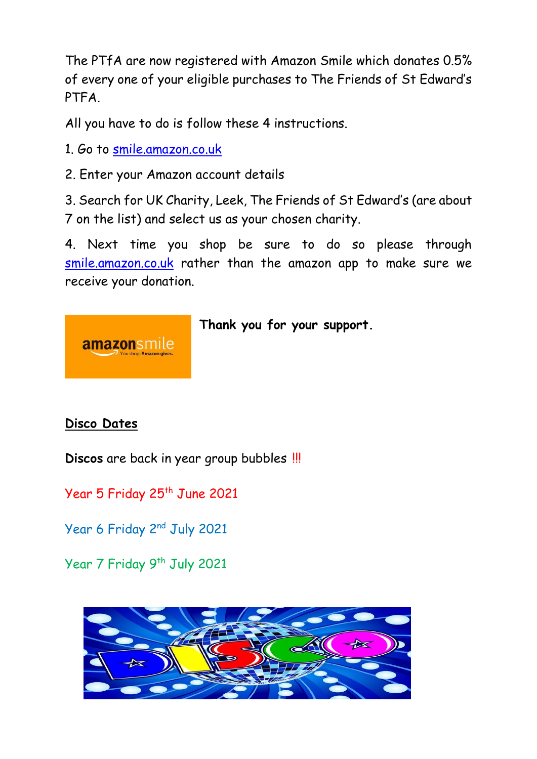The PTfA are now registered with Amazon Smile which donates 0.5% of every one of your eligible purchases to The Friends of St Edward's PTFA.

All you have to do is follow these 4 instructions.

1. Go to [smile.amazon.co.uk](smile.amazon.co.uk)
2. Enter your Amazon account details
3. Search for UK Charity, Leek, The Friends of St Edward's (are about 7 on the list) and select us as your chosen charity.
4. Next time you shop be sure to do so please through [smile.amazon.co.uk](smile.amazon.co.uk) rather than the amazon app to make sure we receive your donation.

**Thank you for your support.**

**Disco Dates**

**Discos** are back in year group bubbles !!!

Year 5 Friday 25th June 2021

Year 6 Friday 2nd July 2021

Year 7 Friday 9th July 2021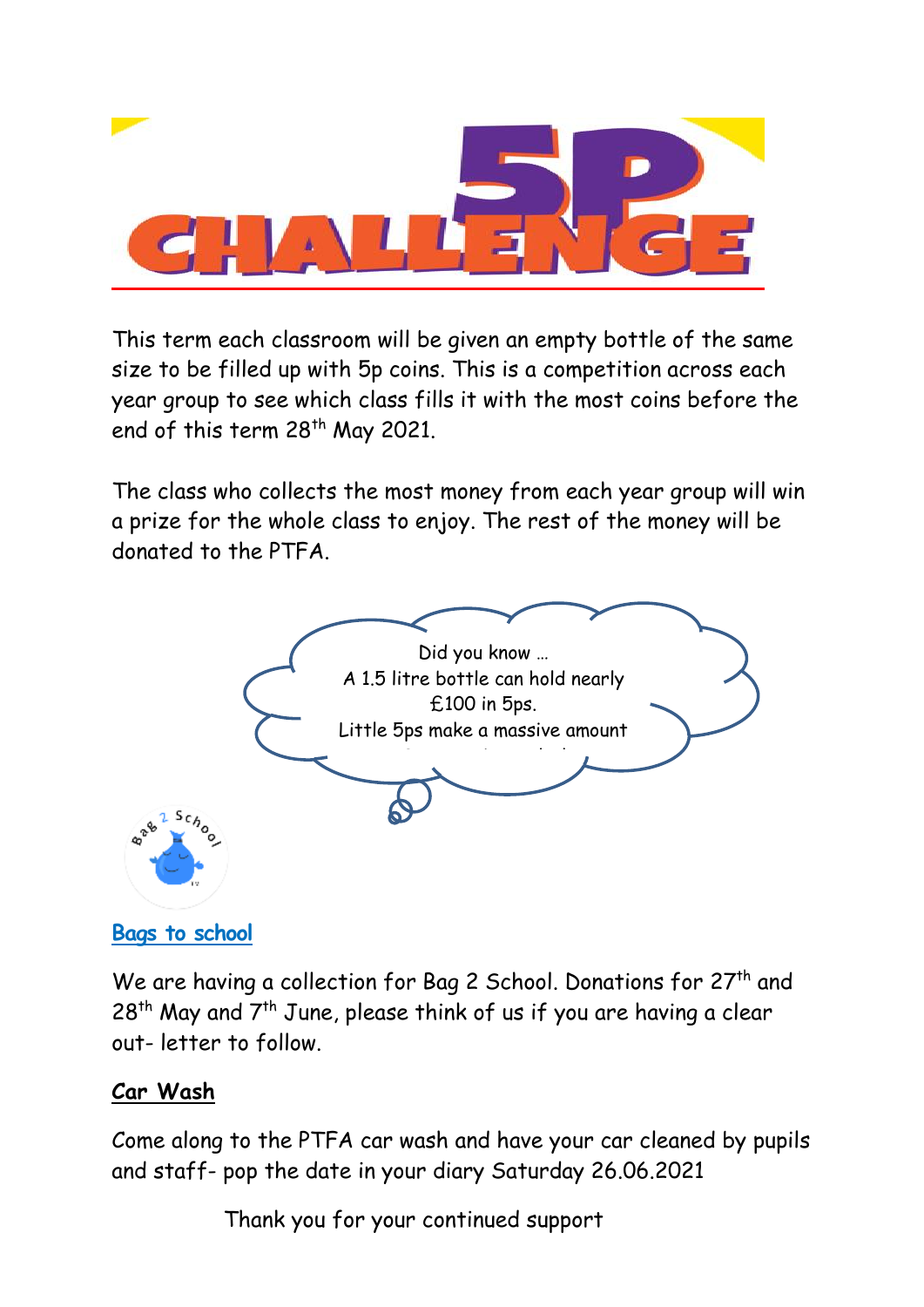# 5P CHALLENGE

This term each classroom will be given an empty bottle of the same size to be filled up with 5p coins. This is a competition across each year group to see which class fills it with the most coins before the end of this term 28th May 2021.

The class who collects the most money from each year group will win a prize for the whole class to enjoy. The rest of the money will be donated to the PTFA.

Did you know …
A 1.5 litre bottle can hold nearly £100 in 5ps.
Little 5ps make a massive amount

## Bags to school

We are having a collection for Bag 2 School. Donations for 27th and 28th May and 7th June, please think of us if you are having a clear out- letter to follow.

## Car Wash

Come along to the PTFA car wash and have your car cleaned by pupils and staff- pop the date in your diary Saturday 26.06.2021

Thank you for your continued support